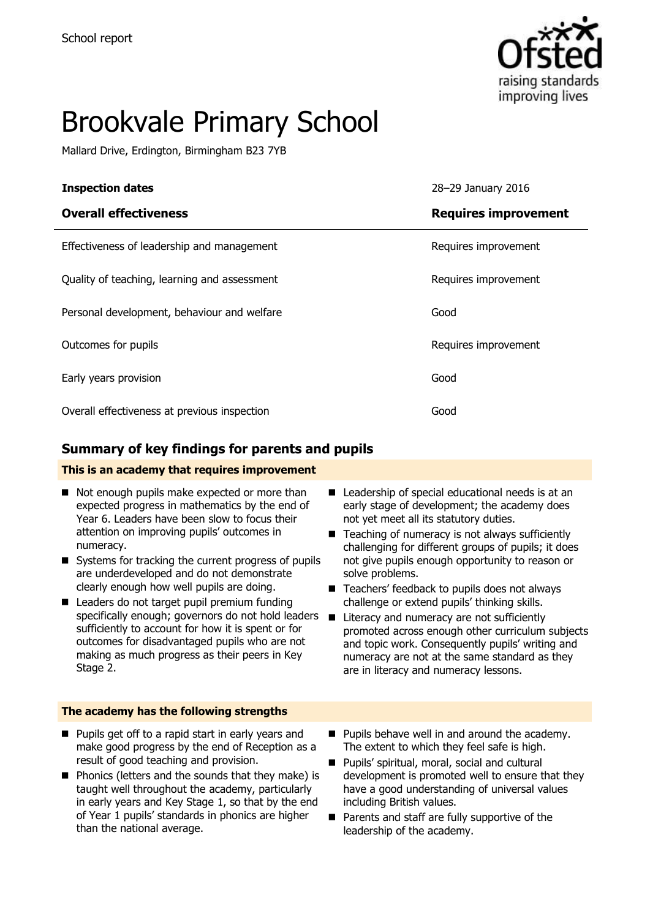School report

# Brookvale Primary School

Mallard Drive, Erdington, Birmingham B23 7YB

| **Inspection dates** | 28–29 January 2016 |
| --- | --- |
| **Overall effectiveness** | **Requires improvement** |
| Effectiveness of leadership and management | Requires improvement |
| Quality of teaching, learning and assessment | Requires improvement |
| Personal development, behaviour and welfare | Good |
| Outcomes for pupils | Requires improvement |
| Early years provision | Good |
| Overall effectiveness at previous inspection | Good |

## Summary of key findings for parents and pupils

**This is an academy that requires improvement**

- Not enough pupils make expected or more than expected progress in mathematics by the end of Year 6. Leaders have been slow to focus their attention on improving pupils' outcomes in numeracy.
- Systems for tracking the current progress of pupils are underdeveloped and do not demonstrate clearly enough how well pupils are doing.
- Leaders do not target pupil premium funding specifically enough; governors do not hold leaders sufficiently to account for how it is spent or for outcomes for disadvantaged pupils who are not making as much progress as their peers in Key Stage 2.
- Leadership of special educational needs is at an early stage of development; the academy does not yet meet all its statutory duties.
- Teaching of numeracy is not always sufficiently challenging for different groups of pupils; it does not give pupils enough opportunity to reason or solve problems.
- Teachers' feedback to pupils does not always challenge or extend pupils' thinking skills.
- Literacy and numeracy are not sufficiently promoted across enough other curriculum subjects and topic work. Consequently pupils' writing and numeracy are not at the same standard as they are in literacy and numeracy lessons.

**The academy has the following strengths**

- Pupils get off to a rapid start in early years and make good progress by the end of Reception as a result of good teaching and provision.
- Phonics (letters and the sounds that they make) is taught well throughout the academy, particularly in early years and Key Stage 1, so that by the end of Year 1 pupils' standards in phonics are higher than the national average.
- Pupils behave well in and around the academy. The extent to which they feel safe is high.
- Pupils' spiritual, moral, social and cultural development is promoted well to ensure that they have a good understanding of universal values including British values.
- Parents and staff are fully supportive of the leadership of the academy.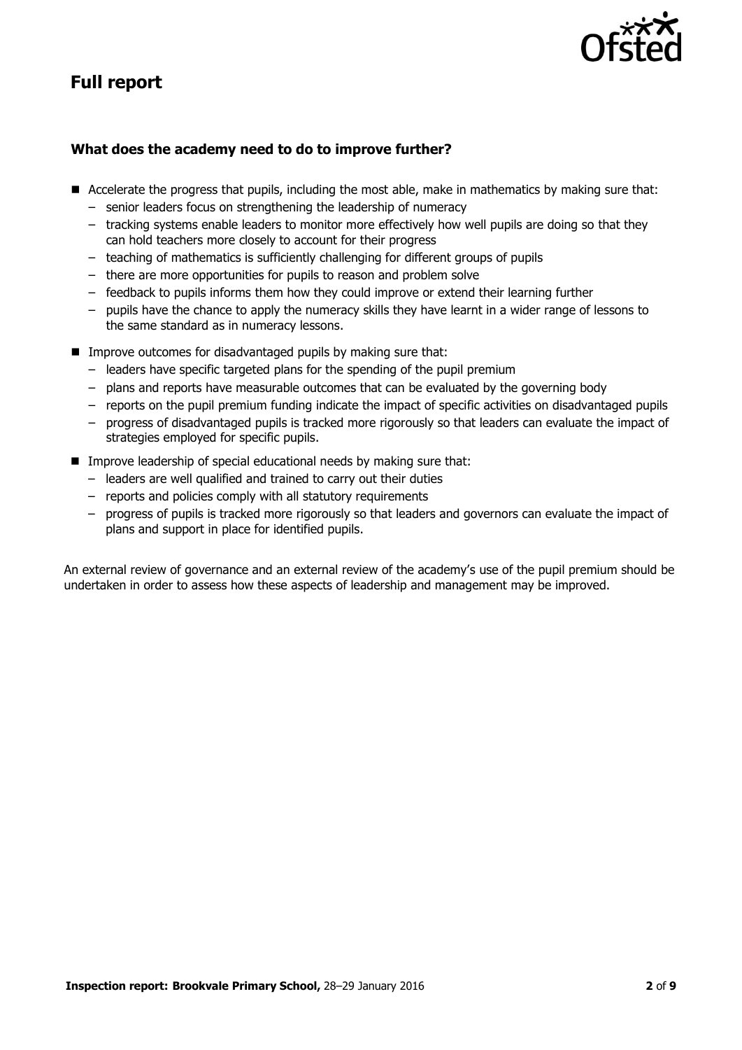# Full report

### What does the academy need to do to improve further?

- Accelerate the progress that pupils, including the most able, make in mathematics by making sure that:
  - senior leaders focus on strengthening the leadership of numeracy
  - tracking systems enable leaders to monitor more effectively how well pupils are doing so that they can hold teachers more closely to account for their progress
  - teaching of mathematics is sufficiently challenging for different groups of pupils
  - there are more opportunities for pupils to reason and problem solve
  - feedback to pupils informs them how they could improve or extend their learning further
  - pupils have the chance to apply the numeracy skills they have learnt in a wider range of lessons to the same standard as in numeracy lessons.
- Improve outcomes for disadvantaged pupils by making sure that:
  - leaders have specific targeted plans for the spending of the pupil premium
  - plans and reports have measurable outcomes that can be evaluated by the governing body
  - reports on the pupil premium funding indicate the impact of specific activities on disadvantaged pupils
  - progress of disadvantaged pupils is tracked more rigorously so that leaders can evaluate the impact of strategies employed for specific pupils.
- Improve leadership of special educational needs by making sure that:
  - leaders are well qualified and trained to carry out their duties
  - reports and policies comply with all statutory requirements
  - progress of pupils is tracked more rigorously so that leaders and governors can evaluate the impact of plans and support in place for identified pupils.

An external review of governance and an external review of the academy's use of the pupil premium should be undertaken in order to assess how these aspects of leadership and management may be improved.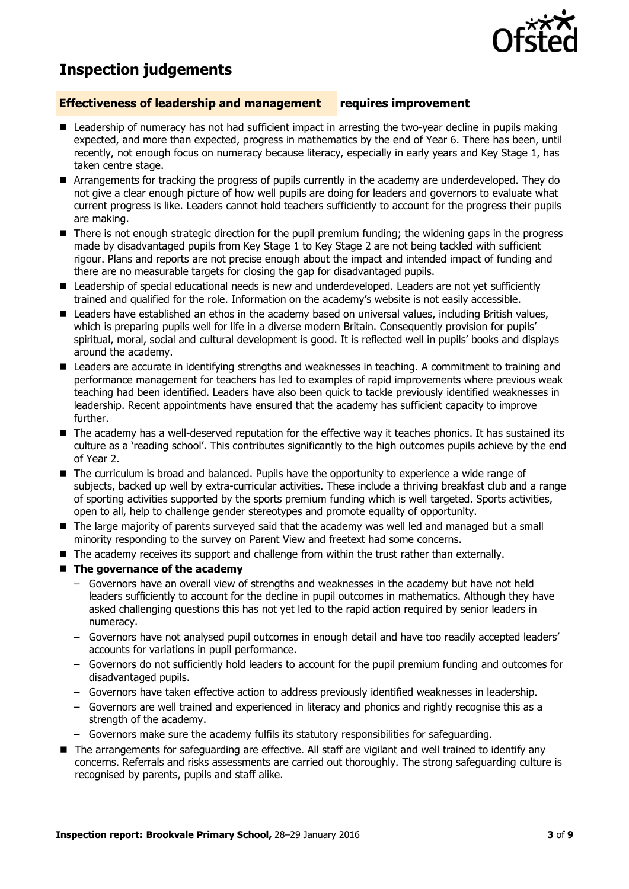## Inspection judgements

### Effectiveness of leadership and management — requires improvement

- Leadership of numeracy has not had sufficient impact in arresting the two-year decline in pupils making expected, and more than expected, progress in mathematics by the end of Year 6. There has been, until recently, not enough focus on numeracy because literacy, especially in early years and Key Stage 1, has taken centre stage.
- Arrangements for tracking the progress of pupils currently in the academy are underdeveloped. They do not give a clear enough picture of how well pupils are doing for leaders and governors to evaluate what current progress is like. Leaders cannot hold teachers sufficiently to account for the progress their pupils are making.
- There is not enough strategic direction for the pupil premium funding; the widening gaps in the progress made by disadvantaged pupils from Key Stage 1 to Key Stage 2 are not being tackled with sufficient rigour. Plans and reports are not precise enough about the impact and intended impact of funding and there are no measurable targets for closing the gap for disadvantaged pupils.
- Leadership of special educational needs is new and underdeveloped. Leaders are not yet sufficiently trained and qualified for the role. Information on the academy's website is not easily accessible.
- Leaders have established an ethos in the academy based on universal values, including British values, which is preparing pupils well for life in a diverse modern Britain. Consequently provision for pupils' spiritual, moral, social and cultural development is good. It is reflected well in pupils' books and displays around the academy.
- Leaders are accurate in identifying strengths and weaknesses in teaching. A commitment to training and performance management for teachers has led to examples of rapid improvements where previous weak teaching had been identified. Leaders have also been quick to tackle previously identified weaknesses in leadership. Recent appointments have ensured that the academy has sufficient capacity to improve further.
- The academy has a well-deserved reputation for the effective way it teaches phonics. It has sustained its culture as a 'reading school'. This contributes significantly to the high outcomes pupils achieve by the end of Year 2.
- The curriculum is broad and balanced. Pupils have the opportunity to experience a wide range of subjects, backed up well by extra-curricular activities. These include a thriving breakfast club and a range of sporting activities supported by the sports premium funding which is well targeted. Sports activities, open to all, help to challenge gender stereotypes and promote equality of opportunity.
- The large majority of parents surveyed said that the academy was well led and managed but a small minority responding to the survey on Parent View and freetext had some concerns.
- The academy receives its support and challenge from within the trust rather than externally.
- **The governance of the academy**
  - Governors have an overall view of strengths and weaknesses in the academy but have not held leaders sufficiently to account for the decline in pupil outcomes in mathematics. Although they have asked challenging questions this has not yet led to the rapid action required by senior leaders in numeracy.
  - Governors have not analysed pupil outcomes in enough detail and have too readily accepted leaders' accounts for variations in pupil performance.
  - Governors do not sufficiently hold leaders to account for the pupil premium funding and outcomes for disadvantaged pupils.
  - Governors have taken effective action to address previously identified weaknesses in leadership.
  - Governors are well trained and experienced in literacy and phonics and rightly recognise this as a strength of the academy.
  - Governors make sure the academy fulfils its statutory responsibilities for safeguarding.
- The arrangements for safeguarding are effective. All staff are vigilant and well trained to identify any concerns. Referrals and risks assessments are carried out thoroughly. The strong safeguarding culture is recognised by parents, pupils and staff alike.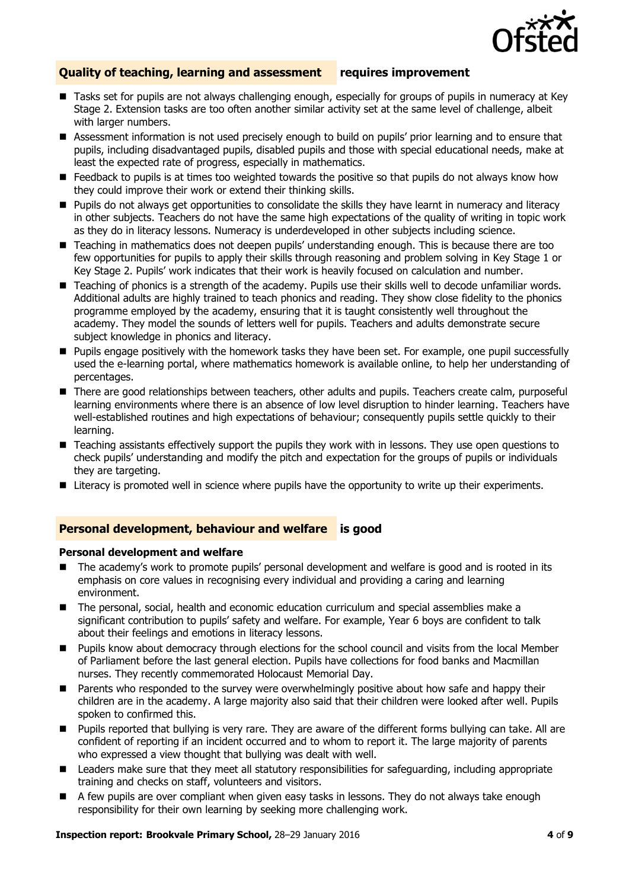## Quality of teaching, learning and assessment **requires improvement**

- Tasks set for pupils are not always challenging enough, especially for groups of pupils in numeracy at Key Stage 2. Extension tasks are too often another similar activity set at the same level of challenge, albeit with larger numbers.
- Assessment information is not used precisely enough to build on pupils' prior learning and to ensure that pupils, including disadvantaged pupils, disabled pupils and those with special educational needs, make at least the expected rate of progress, especially in mathematics.
- Feedback to pupils is at times too weighted towards the positive so that pupils do not always know how they could improve their work or extend their thinking skills.
- Pupils do not always get opportunities to consolidate the skills they have learnt in numeracy and literacy in other subjects. Teachers do not have the same high expectations of the quality of writing in topic work as they do in literacy lessons. Numeracy is underdeveloped in other subjects including science.
- Teaching in mathematics does not deepen pupils' understanding enough. This is because there are too few opportunities for pupils to apply their skills through reasoning and problem solving in Key Stage 1 or Key Stage 2. Pupils' work indicates that their work is heavily focused on calculation and number.
- Teaching of phonics is a strength of the academy. Pupils use their skills well to decode unfamiliar words. Additional adults are highly trained to teach phonics and reading. They show close fidelity to the phonics programme employed by the academy, ensuring that it is taught consistently well throughout the academy. They model the sounds of letters well for pupils. Teachers and adults demonstrate secure subject knowledge in phonics and literacy.
- Pupils engage positively with the homework tasks they have been set. For example, one pupil successfully used the e-learning portal, where mathematics homework is available online, to help her understanding of percentages.
- There are good relationships between teachers, other adults and pupils. Teachers create calm, purposeful learning environments where there is an absence of low level disruption to hinder learning. Teachers have well-established routines and high expectations of behaviour; consequently pupils settle quickly to their learning.
- Teaching assistants effectively support the pupils they work with in lessons. They use open questions to check pupils' understanding and modify the pitch and expectation for the groups of pupils or individuals they are targeting.
- Literacy is promoted well in science where pupils have the opportunity to write up their experiments.

## Personal development, behaviour and welfare **is good**

### Personal development and welfare

- The academy's work to promote pupils' personal development and welfare is good and is rooted in its emphasis on core values in recognising every individual and providing a caring and learning environment.
- The personal, social, health and economic education curriculum and special assemblies make a significant contribution to pupils' safety and welfare. For example, Year 6 boys are confident to talk about their feelings and emotions in literacy lessons.
- Pupils know about democracy through elections for the school council and visits from the local Member of Parliament before the last general election. Pupils have collections for food banks and Macmillan nurses. They recently commemorated Holocaust Memorial Day.
- Parents who responded to the survey were overwhelmingly positive about how safe and happy their children are in the academy. A large majority also said that their children were looked after well. Pupils spoken to confirmed this.
- Pupils reported that bullying is very rare. They are aware of the different forms bullying can take. All are confident of reporting if an incident occurred and to whom to report it. The large majority of parents who expressed a view thought that bullying was dealt with well.
- Leaders make sure that they meet all statutory responsibilities for safeguarding, including appropriate training and checks on staff, volunteers and visitors.
- A few pupils are over compliant when given easy tasks in lessons. They do not always take enough responsibility for their own learning by seeking more challenging work.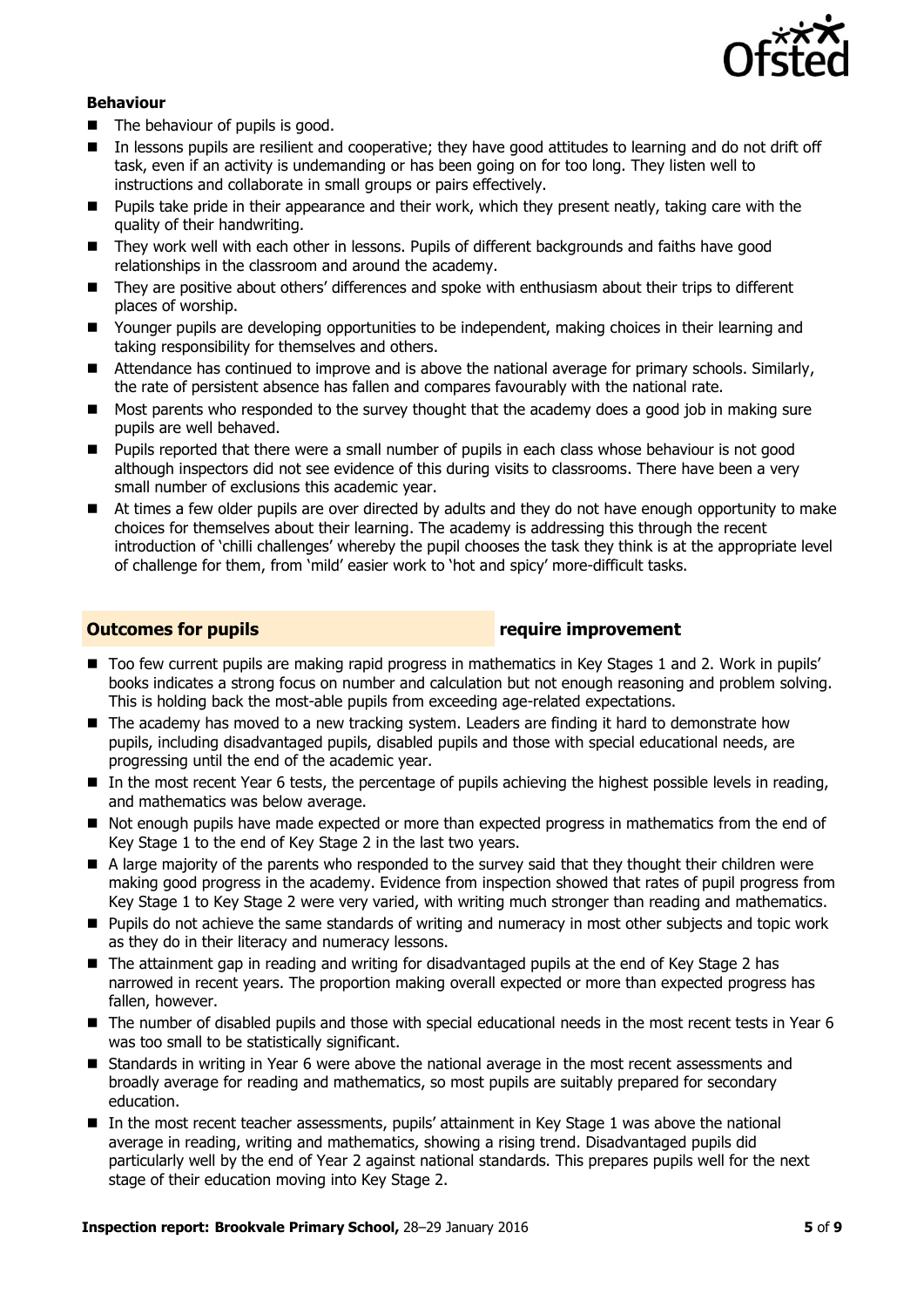### Behaviour

- The behaviour of pupils is good.
- In lessons pupils are resilient and cooperative; they have good attitudes to learning and do not drift off task, even if an activity is undemanding or has been going on for too long. They listen well to instructions and collaborate in small groups or pairs effectively.
- Pupils take pride in their appearance and their work, which they present neatly, taking care with the quality of their handwriting.
- They work well with each other in lessons. Pupils of different backgrounds and faiths have good relationships in the classroom and around the academy.
- They are positive about others' differences and spoke with enthusiasm about their trips to different places of worship.
- Younger pupils are developing opportunities to be independent, making choices in their learning and taking responsibility for themselves and others.
- Attendance has continued to improve and is above the national average for primary schools. Similarly, the rate of persistent absence has fallen and compares favourably with the national rate.
- Most parents who responded to the survey thought that the academy does a good job in making sure pupils are well behaved.
- Pupils reported that there were a small number of pupils in each class whose behaviour is not good although inspectors did not see evidence of this during visits to classrooms. There have been a very small number of exclusions this academic year.
- At times a few older pupils are over directed by adults and they do not have enough opportunity to make choices for themselves about their learning. The academy is addressing this through the recent introduction of 'chilli challenges' whereby the pupil chooses the task they think is at the appropriate level of challenge for them, from 'mild' easier work to 'hot and spicy' more-difficult tasks.

## Outcomes for pupils — require improvement

- Too few current pupils are making rapid progress in mathematics in Key Stages 1 and 2. Work in pupils' books indicates a strong focus on number and calculation but not enough reasoning and problem solving. This is holding back the most-able pupils from exceeding age-related expectations.
- The academy has moved to a new tracking system. Leaders are finding it hard to demonstrate how pupils, including disadvantaged pupils, disabled pupils and those with special educational needs, are progressing until the end of the academic year.
- In the most recent Year 6 tests, the percentage of pupils achieving the highest possible levels in reading, and mathematics was below average.
- Not enough pupils have made expected or more than expected progress in mathematics from the end of Key Stage 1 to the end of Key Stage 2 in the last two years.
- A large majority of the parents who responded to the survey said that they thought their children were making good progress in the academy. Evidence from inspection showed that rates of pupil progress from Key Stage 1 to Key Stage 2 were very varied, with writing much stronger than reading and mathematics.
- Pupils do not achieve the same standards of writing and numeracy in most other subjects and topic work as they do in their literacy and numeracy lessons.
- The attainment gap in reading and writing for disadvantaged pupils at the end of Key Stage 2 has narrowed in recent years. The proportion making overall expected or more than expected progress has fallen, however.
- The number of disabled pupils and those with special educational needs in the most recent tests in Year 6 was too small to be statistically significant.
- Standards in writing in Year 6 were above the national average in the most recent assessments and broadly average for reading and mathematics, so most pupils are suitably prepared for secondary education.
- In the most recent teacher assessments, pupils' attainment in Key Stage 1 was above the national average in reading, writing and mathematics, showing a rising trend. Disadvantaged pupils did particularly well by the end of Year 2 against national standards. This prepares pupils well for the next stage of their education moving into Key Stage 2.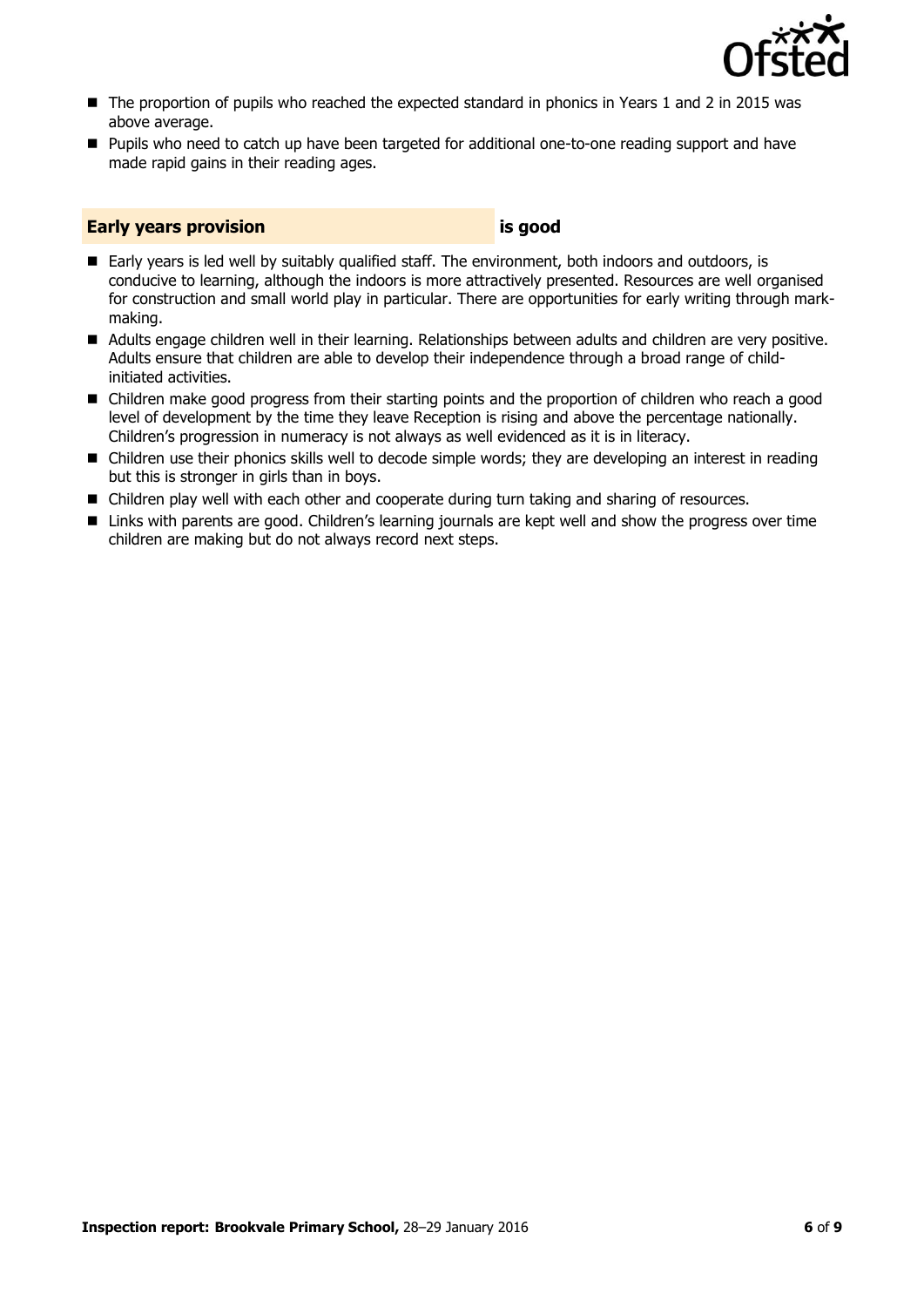- The proportion of pupils who reached the expected standard in phonics in Years 1 and 2 in 2015 was above average.
- Pupils who need to catch up have been targeted for additional one-to-one reading support and have made rapid gains in their reading ages.

## Early years provision is good

- Early years is led well by suitably qualified staff. The environment, both indoors and outdoors, is conducive to learning, although the indoors is more attractively presented. Resources are well organised for construction and small world play in particular. There are opportunities for early writing through mark-making.
- Adults engage children well in their learning. Relationships between adults and children are very positive. Adults ensure that children are able to develop their independence through a broad range of child-initiated activities.
- Children make good progress from their starting points and the proportion of children who reach a good level of development by the time they leave Reception is rising and above the percentage nationally. Children's progression in numeracy is not always as well evidenced as it is in literacy.
- Children use their phonics skills well to decode simple words; they are developing an interest in reading but this is stronger in girls than in boys.
- Children play well with each other and cooperate during turn taking and sharing of resources.
- Links with parents are good. Children's learning journals are kept well and show the progress over time children are making but do not always record next steps.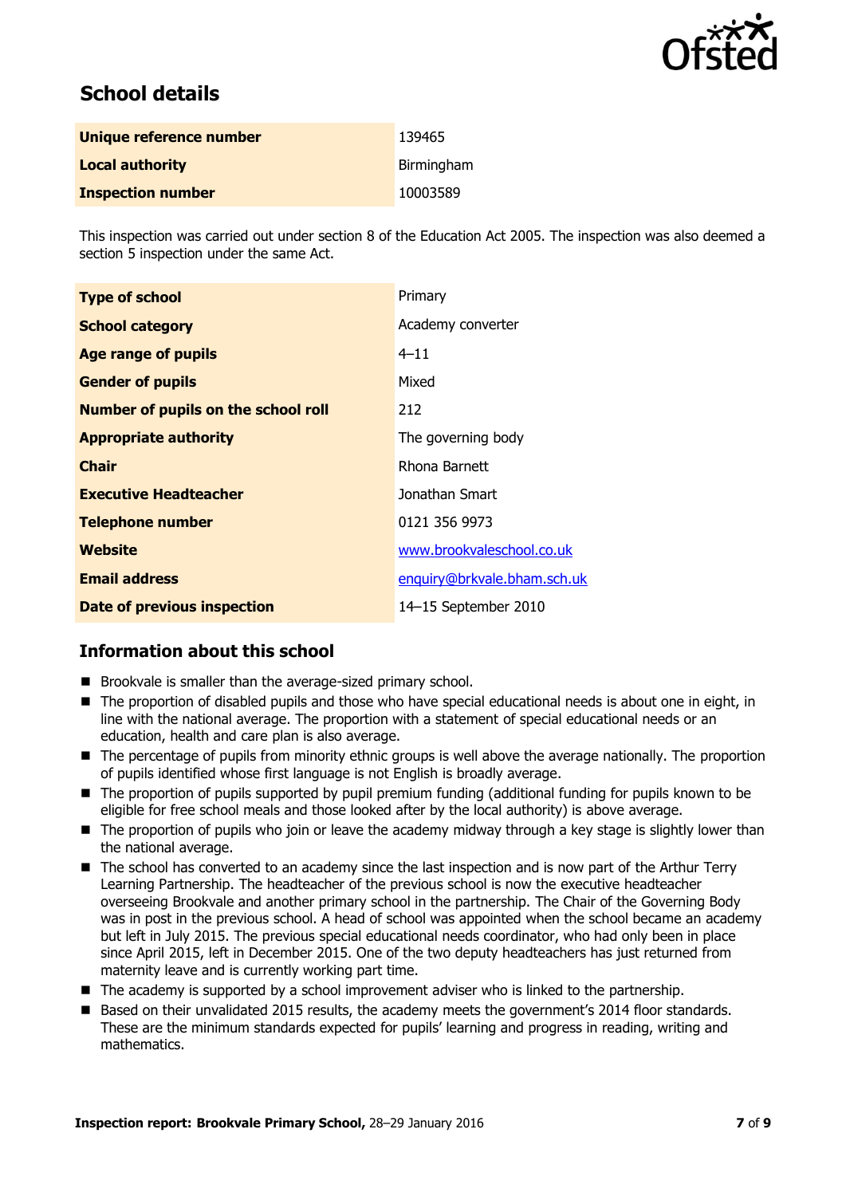## School details

| | |
|---|---|
| **Unique reference number** | 139465 |
| **Local authority** | Birmingham |
| **Inspection number** | 10003589 |

This inspection was carried out under section 8 of the Education Act 2005. The inspection was also deemed a section 5 inspection under the same Act.

| | |
|---|---|
| **Type of school** | Primary |
| **School category** | Academy converter |
| **Age range of pupils** | 4–11 |
| **Gender of pupils** | Mixed |
| **Number of pupils on the school roll** | 212 |
| **Appropriate authority** | The governing body |
| **Chair** | Rhona Barnett |
| **Executive Headteacher** | Jonathan Smart |
| **Telephone number** | 0121 356 9973 |
| **Website** | www.brookvaleschool.co.uk |
| **Email address** | enquiry@brkvale.bham.sch.uk |
| **Date of previous inspection** | 14–15 September 2010 |

## Information about this school

- Brookvale is smaller than the average-sized primary school.
- The proportion of disabled pupils and those who have special educational needs is about one in eight, in line with the national average. The proportion with a statement of special educational needs or an education, health and care plan is also average.
- The percentage of pupils from minority ethnic groups is well above the average nationally. The proportion of pupils identified whose first language is not English is broadly average.
- The proportion of pupils supported by pupil premium funding (additional funding for pupils known to be eligible for free school meals and those looked after by the local authority) is above average.
- The proportion of pupils who join or leave the academy midway through a key stage is slightly lower than the national average.
- The school has converted to an academy since the last inspection and is now part of the Arthur Terry Learning Partnership. The headteacher of the previous school is now the executive headteacher overseeing Brookvale and another primary school in the partnership. The Chair of the Governing Body was in post in the previous school. A head of school was appointed when the school became an academy but left in July 2015. The previous special educational needs coordinator, who had only been in place since April 2015, left in December 2015. One of the two deputy headteachers has just returned from maternity leave and is currently working part time.
- The academy is supported by a school improvement adviser who is linked to the partnership.
- Based on their unvalidated 2015 results, the academy meets the government's 2014 floor standards. These are the minimum standards expected for pupils' learning and progress in reading, writing and mathematics.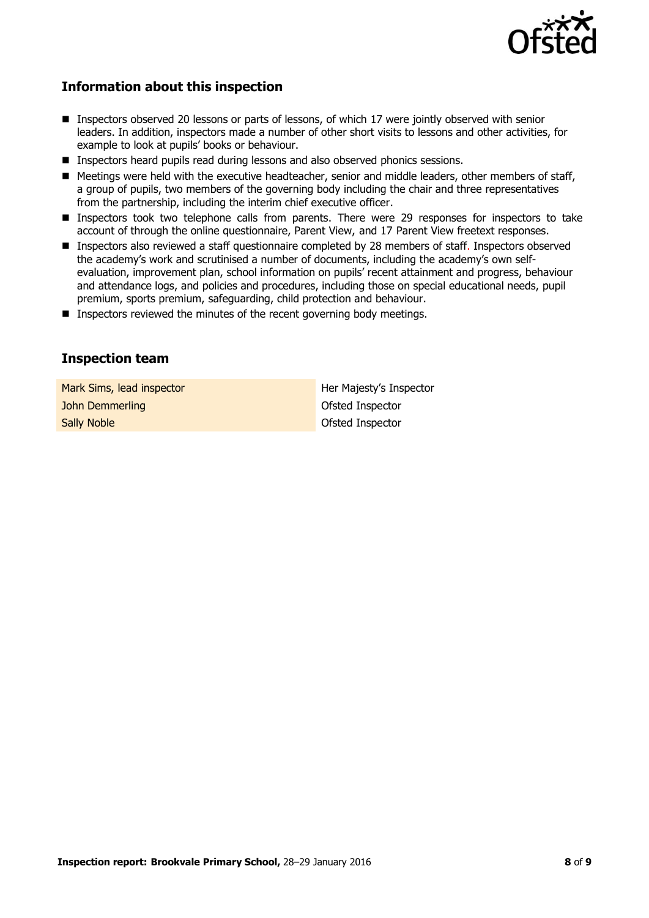## Information about this inspection

- Inspectors observed 20 lessons or parts of lessons, of which 17 were jointly observed with senior leaders. In addition, inspectors made a number of other short visits to lessons and other activities, for example to look at pupils' books or behaviour.
- Inspectors heard pupils read during lessons and also observed phonics sessions.
- Meetings were held with the executive headteacher, senior and middle leaders, other members of staff, a group of pupils, two members of the governing body including the chair and three representatives from the partnership, including the interim chief executive officer.
- Inspectors took two telephone calls from parents. There were 29 responses for inspectors to take account of through the online questionnaire, Parent View, and 17 Parent View freetext responses.
- Inspectors also reviewed a staff questionnaire completed by 28 members of staff. Inspectors observed the academy's work and scrutinised a number of documents, including the academy's own self-evaluation, improvement plan, school information on pupils' recent attainment and progress, behaviour and attendance logs, and policies and procedures, including those on special educational needs, pupil premium, sports premium, safeguarding, child protection and behaviour.
- Inspectors reviewed the minutes of the recent governing body meetings.

## Inspection team

| | |
|---|---|
| Mark Sims, lead inspector | Her Majesty's Inspector |
| John Demmerling | Ofsted Inspector |
| Sally Noble | Ofsted Inspector |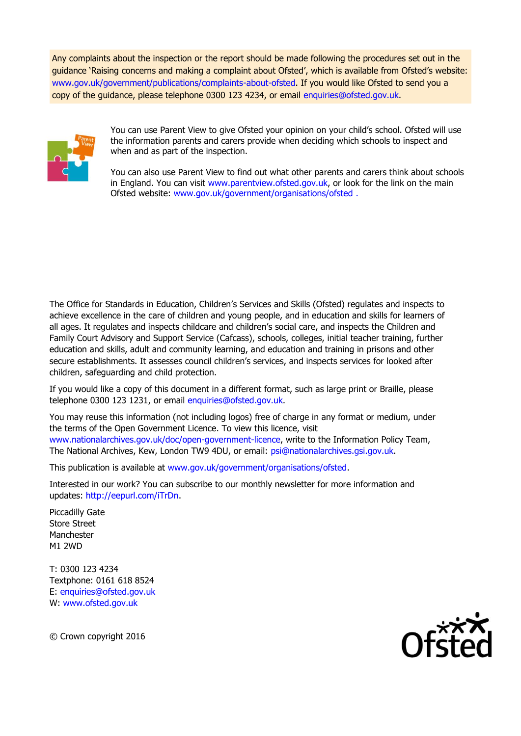Any complaints about the inspection or the report should be made following the procedures set out in the guidance 'Raising concerns and making a complaint about Ofsted', which is available from Ofsted's website: www.gov.uk/government/publications/complaints-about-ofsted. If you would like Ofsted to send you a copy of the guidance, please telephone 0300 123 4234, or email enquiries@ofsted.gov.uk.

You can use Parent View to give Ofsted your opinion on your child's school. Ofsted will use the information parents and carers provide when deciding which schools to inspect and when and as part of the inspection.

You can also use Parent View to find out what other parents and carers think about schools in England. You can visit www.parentview.ofsted.gov.uk, or look for the link on the main Ofsted website: www.gov.uk/government/organisations/ofsted .

The Office for Standards in Education, Children's Services and Skills (Ofsted) regulates and inspects to achieve excellence in the care of children and young people, and in education and skills for learners of all ages. It regulates and inspects childcare and children's social care, and inspects the Children and Family Court Advisory and Support Service (Cafcass), schools, colleges, initial teacher training, further education and skills, adult and community learning, and education and training in prisons and other secure establishments. It assesses council children's services, and inspects services for looked after children, safeguarding and child protection.

If you would like a copy of this document in a different format, such as large print or Braille, please telephone 0300 123 1231, or email enquiries@ofsted.gov.uk.

You may reuse this information (not including logos) free of charge in any format or medium, under the terms of the Open Government Licence. To view this licence, visit www.nationalarchives.gov.uk/doc/open-government-licence, write to the Information Policy Team, The National Archives, Kew, London TW9 4DU, or email: psi@nationalarchives.gsi.gov.uk.

This publication is available at www.gov.uk/government/organisations/ofsted.

Interested in our work? You can subscribe to our monthly newsletter for more information and updates: http://eepurl.com/iTrDn.

Piccadilly Gate
Store Street
Manchester
M1 2WD

T: 0300 123 4234
Textphone: 0161 618 8524
E: enquiries@ofsted.gov.uk
W: www.ofsted.gov.uk

© Crown copyright 2016